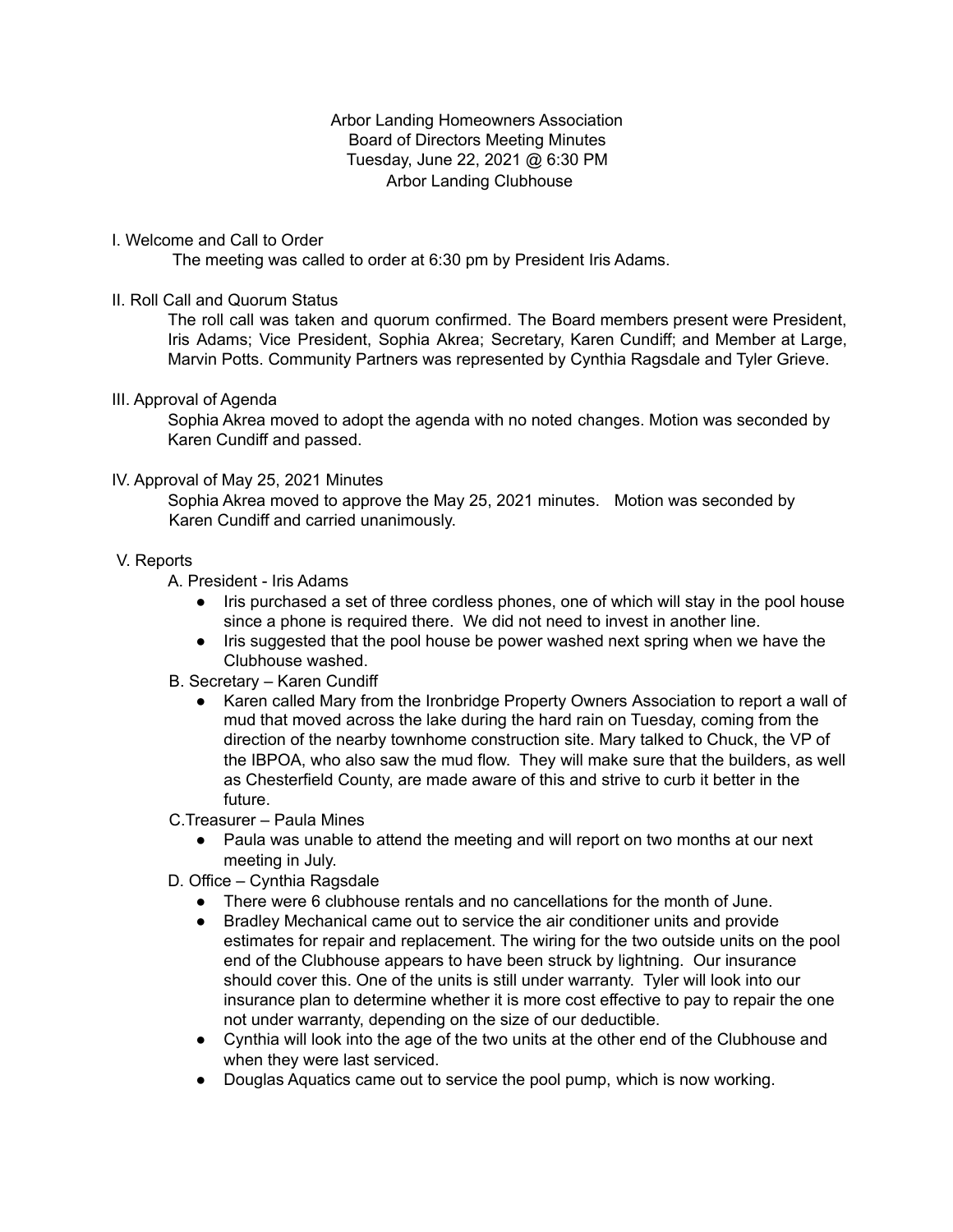Arbor Landing Homeowners Association
Board of Directors Meeting Minutes
Tuesday, June 22, 2021 @ 6:30 PM
Arbor Landing Clubhouse

I. Welcome and Call to Order

The meeting was called to order at 6:30 pm by President Iris Adams.

II. Roll Call and Quorum Status

The roll call was taken and quorum confirmed. The Board members present were President, Iris Adams; Vice President, Sophia Akrea; Secretary, Karen Cundiff; and Member at Large, Marvin Potts. Community Partners was represented by Cynthia Ragsdale and Tyler Grieve.

III. Approval of Agenda

Sophia Akrea moved to adopt the agenda with no noted changes. Motion was seconded by Karen Cundiff and passed.

IV. Approval of May 25, 2021 Minutes

Sophia Akrea moved to approve the May 25, 2021 minutes. Motion was seconded by Karen Cundiff and carried unanimously.

V. Reports

A. President - Iris Adams

- Iris purchased a set of three cordless phones, one of which will stay in the pool house since a phone is required there. We did not need to invest in another line.
- Iris suggested that the pool house be power washed next spring when we have the Clubhouse washed.

B. Secretary – Karen Cundiff

- Karen called Mary from the Ironbridge Property Owners Association to report a wall of mud that moved across the lake during the hard rain on Tuesday, coming from the direction of the nearby townhome construction site. Mary talked to Chuck, the VP of the IBPOA, who also saw the mud flow. They will make sure that the builders, as well as Chesterfield County, are made aware of this and strive to curb it better in the future.

C. Treasurer – Paula Mines

- Paula was unable to attend the meeting and will report on two months at our next meeting in July.

D. Office – Cynthia Ragsdale

- There were 6 clubhouse rentals and no cancellations for the month of June.
- Bradley Mechanical came out to service the air conditioner units and provide estimates for repair and replacement. The wiring for the two outside units on the pool end of the Clubhouse appears to have been struck by lightning. Our insurance should cover this. One of the units is still under warranty. Tyler will look into our insurance plan to determine whether it is more cost effective to pay to repair the one not under warranty, depending on the size of our deductible.
- Cynthia will look into the age of the two units at the other end of the Clubhouse and when they were last serviced.
- Douglas Aquatics came out to service the pool pump, which is now working.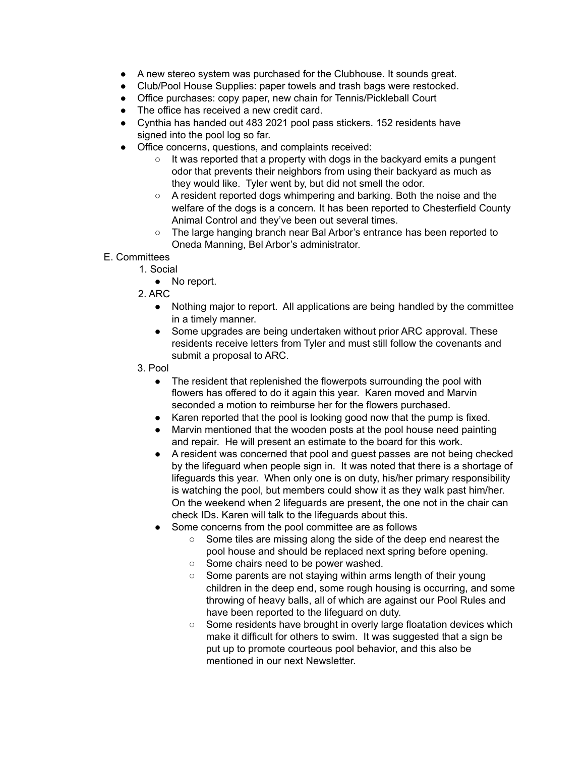- A new stereo system was purchased for the Clubhouse. It sounds great.
- Club/Pool House Supplies: paper towels and trash bags were restocked.
- Office purchases: copy paper, new chain for Tennis/Pickleball Court
- The office has received a new credit card.
- Cynthia has handed out 483 2021 pool pass stickers. 152 residents have signed into the pool log so far.
- Office concerns, questions, and complaints received:
  - It was reported that a property with dogs in the backyard emits a pungent odor that prevents their neighbors from using their backyard as much as they would like. Tyler went by, but did not smell the odor.
  - A resident reported dogs whimpering and barking. Both the noise and the welfare of the dogs is a concern. It has been reported to Chesterfield County Animal Control and they've been out several times.
  - The large hanging branch near Bal Arbor's entrance has been reported to Oneda Manning, Bel Arbor's administrator.

E. Committees

1. Social
   - No report.
2. ARC
   - Nothing major to report. All applications are being handled by the committee in a timely manner.
   - Some upgrades are being undertaken without prior ARC approval. These residents receive letters from Tyler and must still follow the covenants and submit a proposal to ARC.
3. Pool
   - The resident that replenished the flowerpots surrounding the pool with flowers has offered to do it again this year. Karen moved and Marvin seconded a motion to reimburse her for the flowers purchased.
   - Karen reported that the pool is looking good now that the pump is fixed.
   - Marvin mentioned that the wooden posts at the pool house need painting and repair. He will present an estimate to the board for this work.
   - A resident was concerned that pool and guest passes are not being checked by the lifeguard when people sign in. It was noted that there is a shortage of lifeguards this year. When only one is on duty, his/her primary responsibility is watching the pool, but members could show it as they walk past him/her. On the weekend when 2 lifeguards are present, the one not in the chair can check IDs. Karen will talk to the lifeguards about this.
   - Some concerns from the pool committee are as follows
     - Some tiles are missing along the side of the deep end nearest the pool house and should be replaced next spring before opening.
     - Some chairs need to be power washed.
     - Some parents are not staying within arms length of their young children in the deep end, some rough housing is occurring, and some throwing of heavy balls, all of which are against our Pool Rules and have been reported to the lifeguard on duty.
     - Some residents have brought in overly large floatation devices which make it difficult for others to swim. It was suggested that a sign be put up to promote courteous pool behavior, and this also be mentioned in our next Newsletter.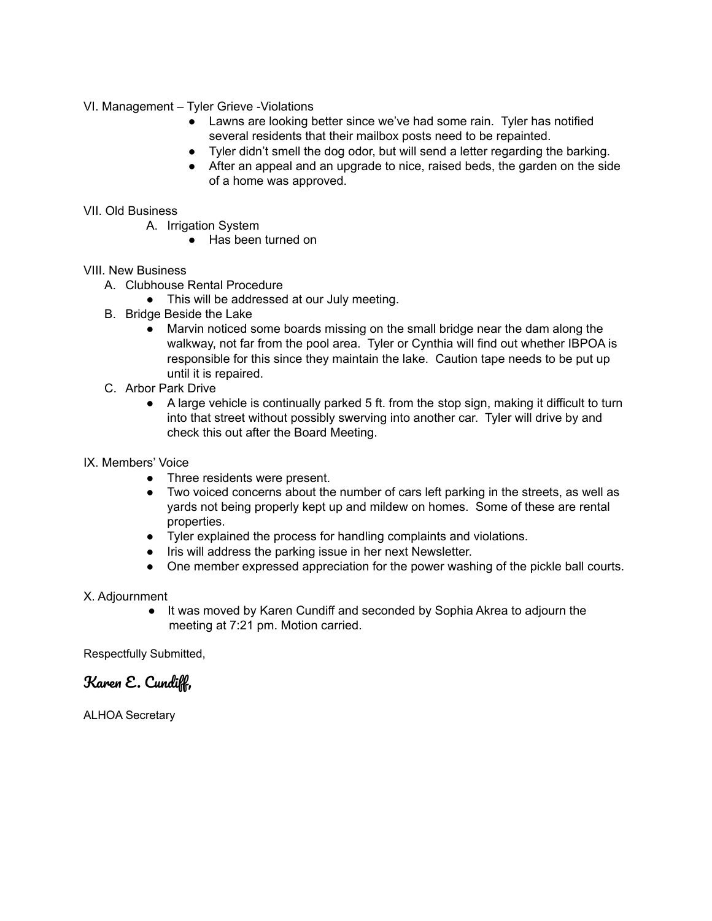VI. Management – Tyler Grieve -Violations

- Lawns are looking better since we've had some rain. Tyler has notified several residents that their mailbox posts need to be repainted.
- Tyler didn't smell the dog odor, but will send a letter regarding the barking.
- After an appeal and an upgrade to nice, raised beds, the garden on the side of a home was approved.

VII. Old Business

A. Irrigation System
  - Has been turned on

VIII. New Business

A. Clubhouse Rental Procedure
  - This will be addressed at our July meeting.

B. Bridge Beside the Lake
  - Marvin noticed some boards missing on the small bridge near the dam along the walkway, not far from the pool area. Tyler or Cynthia will find out whether IBPOA is responsible for this since they maintain the lake. Caution tape needs to be put up until it is repaired.

C. Arbor Park Drive
  - A large vehicle is continually parked 5 ft. from the stop sign, making it difficult to turn into that street without possibly swerving into another car. Tyler will drive by and check this out after the Board Meeting.

IX. Members' Voice

- Three residents were present.
- Two voiced concerns about the number of cars left parking in the streets, as well as yards not being properly kept up and mildew on homes. Some of these are rental properties.
- Tyler explained the process for handling complaints and violations.
- Iris will address the parking issue in her next Newsletter.
- One member expressed appreciation for the power washing of the pickle ball courts.

X. Adjournment

- It was moved by Karen Cundiff and seconded by Sophia Akrea to adjourn the meeting at 7:21 pm. Motion carried.

Respectfully Submitted,

*Karen E. Cundiff,*

ALHOA Secretary